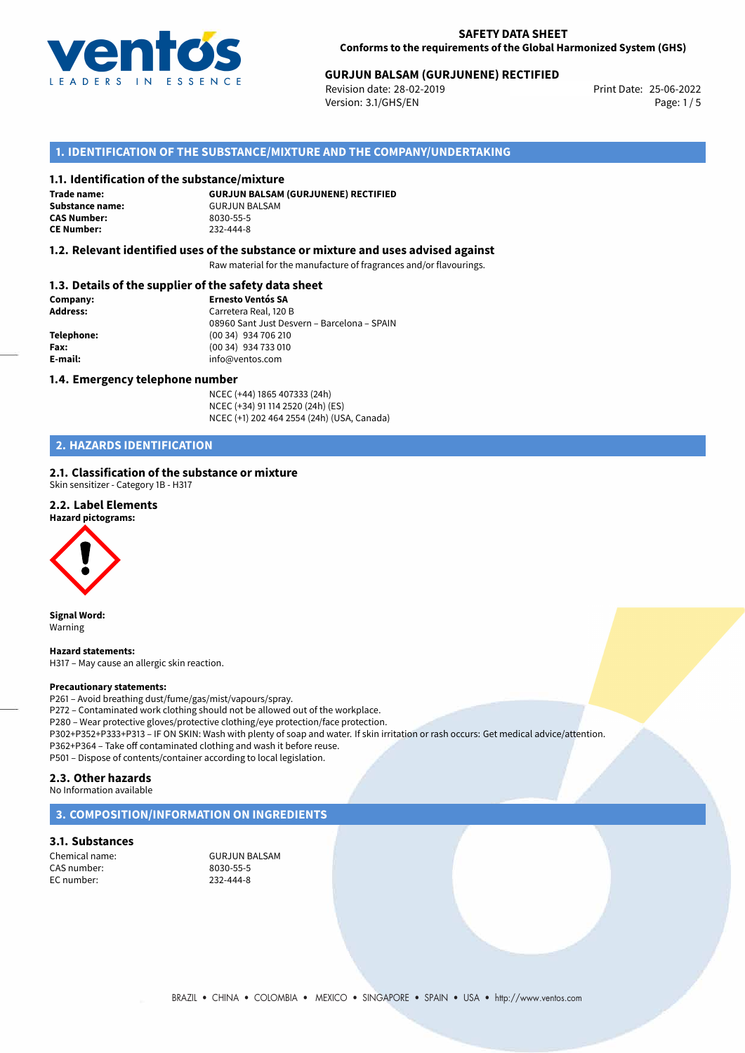**SAFETY DATA SHEET**
**Conforms to the requirements of the Global Harmonized System (GHS)**

**GURJUN BALSAM (GURJUNENE) RECTIFIED**
Revision date: 28-02-2019
Version: 3.1/GHS/EN
Print Date: 25-06-2022

## 1. IDENTIFICATION OF THE SUBSTANCE/MIXTURE AND THE COMPANY/UNDERTAKING

### 1.1. Identification of the substance/mixture

**Trade name:** GURJUN BALSAM (GURJUNENE) RECTIFIED
**Substance name:** GURJUN BALSAM
**CAS Number:** 8030-55-5
**CE Number:** 232-444-8

### 1.2. Relevant identified uses of the substance or mixture and uses advised against

Raw material for the manufacture of fragrances and/or flavourings.

### 1.3. Details of the supplier of the safety data sheet

**Company:** Ernesto Ventós SA
**Address:** Carretera Real, 120 B
08960 Sant Just Desvern – Barcelona – SPAIN
**Telephone:** (00 34) 934 706 210
**Fax:** (00 34) 934 733 010
**E-mail:** info@ventos.com

### 1.4. Emergency telephone number

NCEC (+44) 1865 407333 (24h)
NCEC (+34) 91 114 2520 (24h) (ES)
NCEC (+1) 202 464 2554 (24h) (USA, Canada)

## 2. HAZARDS IDENTIFICATION

### 2.1. Classification of the substance or mixture

Skin sensitizer - Category 1B - H317

### 2.2. Label Elements

**Hazard pictograms:**

**Signal Word:**
Warning

**Hazard statements:**
H317 – May cause an allergic skin reaction.

**Precautionary statements:**
P261 – Avoid breathing dust/fume/gas/mist/vapours/spray.
P272 – Contaminated work clothing should not be allowed out of the workplace.
P280 – Wear protective gloves/protective clothing/eye protection/face protection.
P302+P352+P333+P313 – IF ON SKIN: Wash with plenty of soap and water. If skin irritation or rash occurs: Get medical advice/attention.
P362+P364 – Take off contaminated clothing and wash it before reuse.
P501 – Dispose of contents/container according to local legislation.

### 2.3. Other hazards

No Information available

## 3. COMPOSITION/INFORMATION ON INGREDIENTS

### 3.1. Substances

Chemical name: GURJUN BALSAM
CAS number: 8030-55-5
EC number: 232-444-8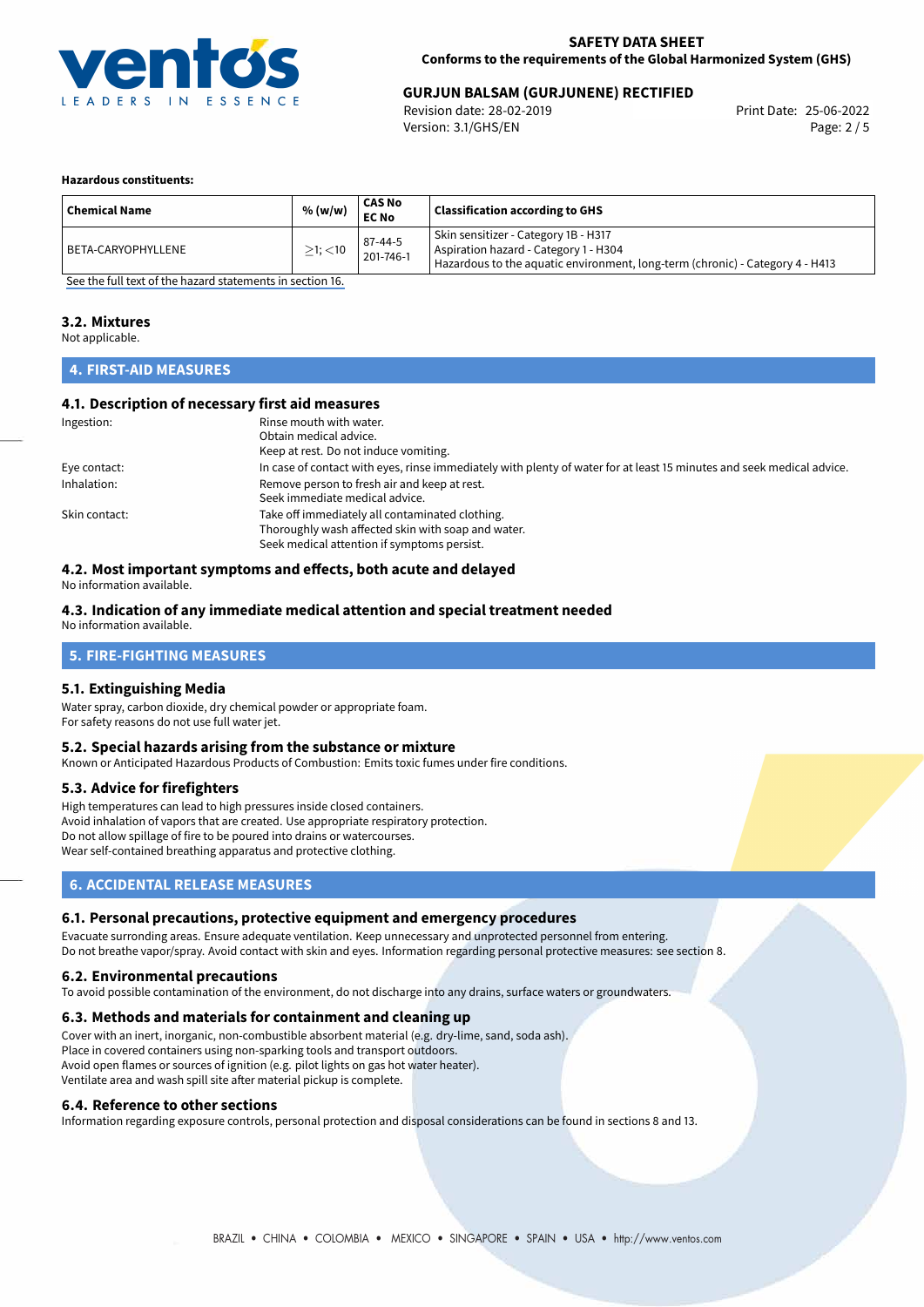**Hazardous constituents:**

| Chemical Name | % (w/w) | CAS No<br>EC No | Classification according to GHS |
|---|---|---|---|
| BETA-CARYOPHYLLENE | $\geq$1; <10 | 87-44-5<br>201-746-1 | Skin sensitizer - Category 1B - H317<br>Aspiration hazard - Category 1 - H304<br>Hazardous to the aquatic environment, long-term (chronic) - Category 4 - H413 |

See the full text of the hazard statements in section 16.

### 3.2. Mixtures

Not applicable.

## 4. FIRST-AID MEASURES

### 4.1. Description of necessary first aid measures

Ingestion: Rinse mouth with water.
Obtain medical advice.
Keep at rest. Do not induce vomiting.

Eye contact: In case of contact with eyes, rinse immediately with plenty of water for at least 15 minutes and seek medical advice.

Inhalation: Remove person to fresh air and keep at rest.
Seek immediate medical advice.

Skin contact: Take off immediately all contaminated clothing.
Thoroughly wash affected skin with soap and water.
Seek medical attention if symptoms persist.

### 4.2. Most important symptoms and effects, both acute and delayed

No information available.

### 4.3. Indication of any immediate medical attention and special treatment needed

No information available.

## 5. FIRE-FIGHTING MEASURES

### 5.1. Extinguishing Media

Water spray, carbon dioxide, dry chemical powder or appropriate foam.
For safety reasons do not use full water jet.

### 5.2. Special hazards arising from the substance or mixture

Known or Anticipated Hazardous Products of Combustion: Emits toxic fumes under fire conditions.

### 5.3. Advice for firefighters

High temperatures can lead to high pressures inside closed containers.
Avoid inhalation of vapors that are created. Use appropriate respiratory protection.
Do not allow spillage of fire to be poured into drains or watercourses.
Wear self-contained breathing apparatus and protective clothing.

## 6. ACCIDENTAL RELEASE MEASURES

### 6.1. Personal precautions, protective equipment and emergency procedures

Evacuate surrounding areas. Ensure adequate ventilation. Keep unnecessary and unprotected personnel from entering.
Do not breathe vapor/spray. Avoid contact with skin and eyes. Information regarding personal protective measures: see section 8.

### 6.2. Environmental precautions

To avoid possible contamination of the environment, do not discharge into any drains, surface waters or groundwaters.

### 6.3. Methods and materials for containment and cleaning up

Cover with an inert, inorganic, non-combustible absorbent material (e.g. dry-lime, sand, soda ash).
Place in covered containers using non-sparking tools and transport outdoors.
Avoid open flames or sources of ignition (e.g. pilot lights on gas hot water heater).
Ventilate area and wash spill site after material pickup is complete.

### 6.4. Reference to other sections

Information regarding exposure controls, personal protection and disposal considerations can be found in sections 8 and 13.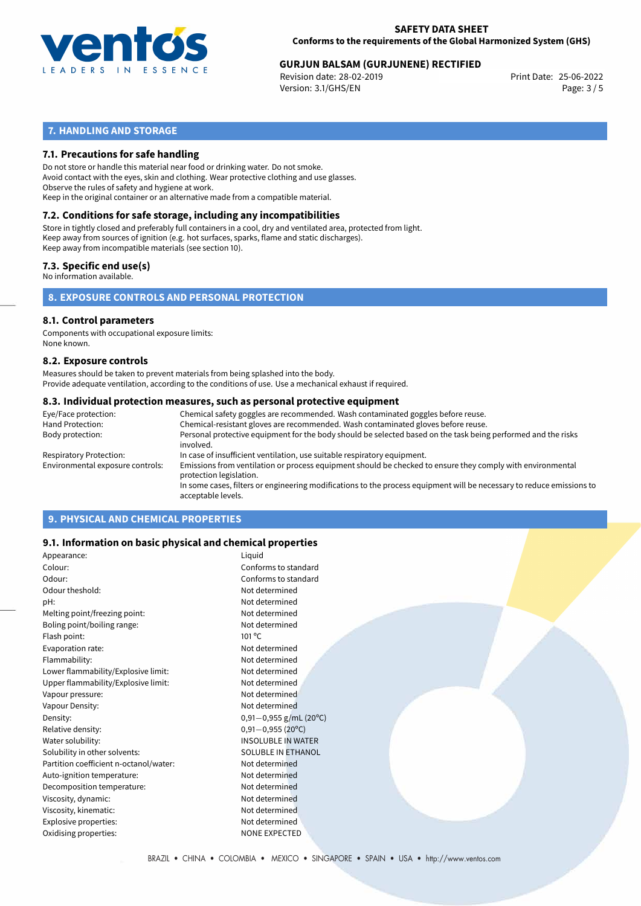## 7. HANDLING AND STORAGE

### 7.1. Precautions for safe handling

Do not store or handle this material near food or drinking water. Do not smoke.
Avoid contact with the eyes, skin and clothing. Wear protective clothing and use glasses.
Observe the rules of safety and hygiene at work.
Keep in the original container or an alternative made from a compatible material.

### 7.2. Conditions for safe storage, including any incompatibilities

Store in tightly closed and preferably full containers in a cool, dry and ventilated area, protected from light.
Keep away from sources of ignition (e.g. hot surfaces, sparks, flame and static discharges).
Keep away from incompatible materials (see section 10).

### 7.3. Specific end use(s)

No information available.

## 8. EXPOSURE CONTROLS AND PERSONAL PROTECTION

### 8.1. Control parameters

Components with occupational exposure limits:
None known.

### 8.2. Exposure controls

Measures should be taken to prevent materials from being splashed into the body.
Provide adequate ventilation, according to the conditions of use. Use a mechanical exhaust if required.

### 8.3. Individual protection measures, such as personal protective equipment

| | |
|---|---|
| Eye/Face protection: | Chemical safety goggles are recommended. Wash contaminated goggles before reuse. |
| Hand Protection: | Chemical-resistant gloves are recommended. Wash contaminated gloves before reuse. |
| Body protection: | Personal protective equipment for the body should be selected based on the task being performed and the risks involved. |
| Respiratory Protection: | In case of insufficient ventilation, use suitable respiratory equipment. |
| Environmental exposure controls: | Emissions from ventilation or process equipment should be checked to ensure they comply with environmental protection legislation. In some cases, filters or engineering modifications to the process equipment will be necessary to reduce emissions to acceptable levels. |

## 9. PHYSICAL AND CHEMICAL PROPERTIES

### 9.1. Information on basic physical and chemical properties

| | |
|---|---|
| Appearance: | Liquid |
| Colour: | Conforms to standard |
| Odour: | Conforms to standard |
| Odour theshold: | Not determined |
| pH: | Not determined |
| Melting point/freezing point: | Not determined |
| Boling point/boiling range: | Not determined |
| Flash point: | 101 °C |
| Evaporation rate: | Not determined |
| Flammability: | Not determined |
| Lower flammability/Explosive limit: | Not determined |
| Upper flammability/Explosive limit: | Not determined |
| Vapour pressure: | Not determined |
| Vapour Density: | Not determined |
| Density: | 0,91—0,955 g/mL (20°C) |
| Relative density: | 0,91—0,955 (20°C) |
| Water solubility: | INSOLUBLE IN WATER |
| Solubility in other solvents: | SOLUBLE IN ETHANOL |
| Partition coefficient n-octanol/water: | Not determined |
| Auto-ignition temperature: | Not determined |
| Decomposition temperature: | Not determined |
| Viscosity, dynamic: | Not determined |
| Viscosity, kinematic: | Not determined |
| Explosive properties: | Not determined |
| Oxidising properties: | NONE EXPECTED |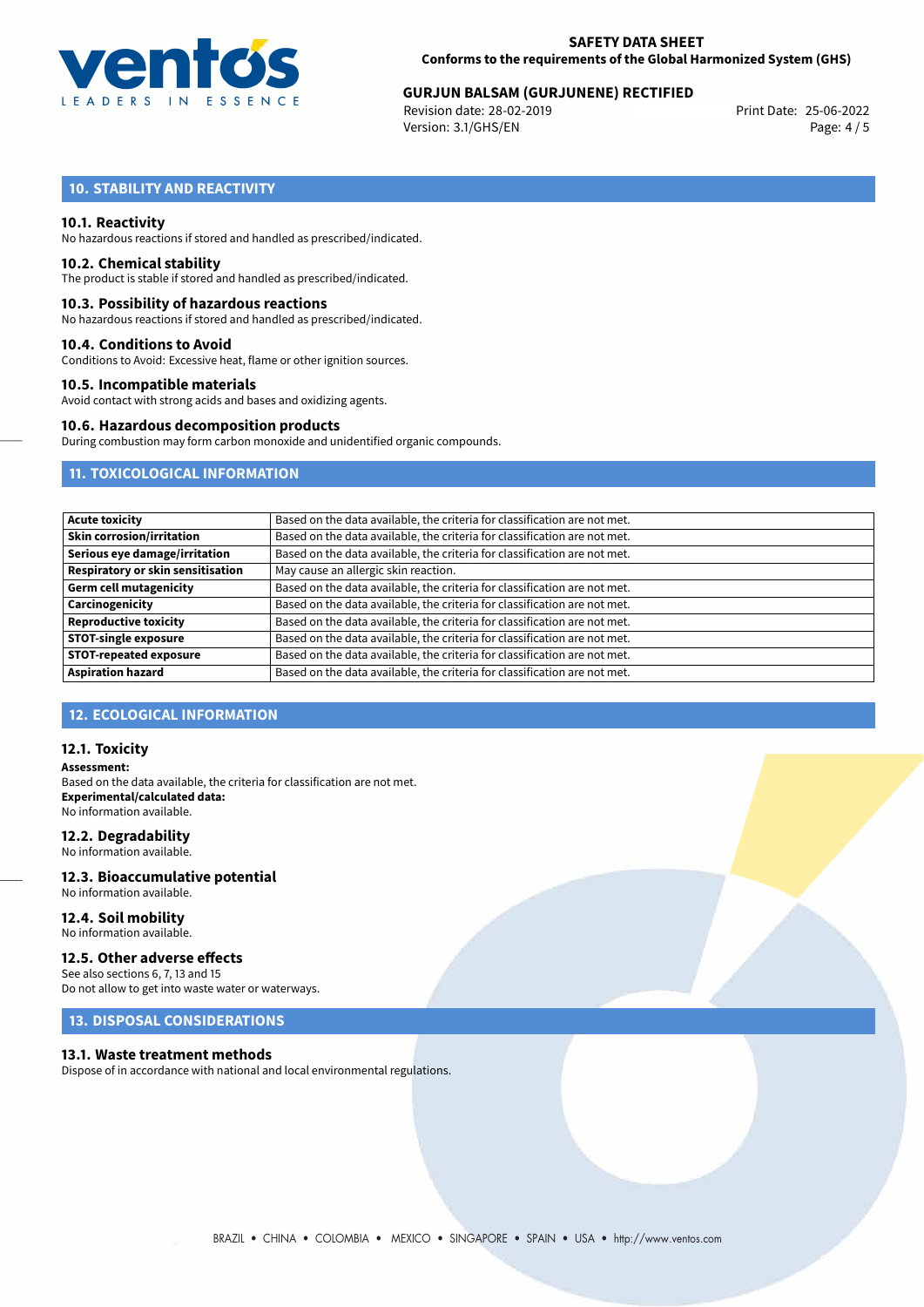## 10. STABILITY AND REACTIVITY

### 10.1. Reactivity

No hazardous reactions if stored and handled as prescribed/indicated.

### 10.2. Chemical stability

The product is stable if stored and handled as prescribed/indicated.

### 10.3. Possibility of hazardous reactions

No hazardous reactions if stored and handled as prescribed/indicated.

### 10.4. Conditions to Avoid

Conditions to Avoid: Excessive heat, flame or other ignition sources.

### 10.5. Incompatible materials

Avoid contact with strong acids and bases and oxidizing agents.

### 10.6. Hazardous decomposition products

During combustion may form carbon monoxide and unidentified organic compounds.

## 11. TOXICOLOGICAL INFORMATION

| | |
|---|---|
| **Acute toxicity** | Based on the data available, the criteria for classification are not met. |
| **Skin corrosion/irritation** | Based on the data available, the criteria for classification are not met. |
| **Serious eye damage/irritation** | Based on the data available, the criteria for classification are not met. |
| **Respiratory or skin sensitisation** | May cause an allergic skin reaction. |
| **Germ cell mutagenicity** | Based on the data available, the criteria for classification are not met. |
| **Carcinogenicity** | Based on the data available, the criteria for classification are not met. |
| **Reproductive toxicity** | Based on the data available, the criteria for classification are not met. |
| **STOT-single exposure** | Based on the data available, the criteria for classification are not met. |
| **STOT-repeated exposure** | Based on the data available, the criteria for classification are not met. |
| **Aspiration hazard** | Based on the data available, the criteria for classification are not met. |

## 12. ECOLOGICAL INFORMATION

### 12.1. Toxicity

**Assessment:**
Based on the data available, the criteria for classification are not met.
**Experimental/calculated data:**
No information available.

### 12.2. Degradability

No information available.

### 12.3. Bioaccumulative potential

No information available.

### 12.4. Soil mobility

No information available.

### 12.5. Other adverse effects

See also sections 6, 7, 13 and 15
Do not allow to get into waste water or waterways.

## 13. DISPOSAL CONSIDERATIONS

### 13.1. Waste treatment methods

Dispose of in accordance with national and local environmental regulations.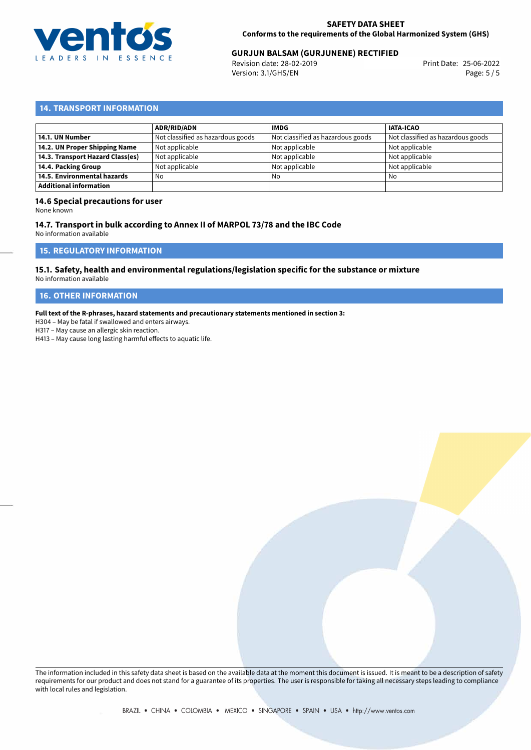## 14. TRANSPORT INFORMATION

| | ADR/RID/ADN | IMDG | IATA-ICAO |
|---|---|---|---|
| **14.1. UN Number** | Not classified as hazardous goods | Not classified as hazardous goods | Not classified as hazardous goods |
| **14.2. UN Proper Shipping Name** | Not applicable | Not applicable | Not applicable |
| **14.3. Transport Hazard Class(es)** | Not applicable | Not applicable | Not applicable |
| **14.4. Packing Group** | Not applicable | Not applicable | Not applicable |
| **14.5. Environmental hazards** | No | No | No |
| **Additional information** | | | |

### 14.6 Special precautions for user

None known

### 14.7. Transport in bulk according to Annex II of MARPOL 73/78 and the IBC Code

No information available

## 15. REGULATORY INFORMATION

### 15.1. Safety, health and environmental regulations/legislation specific for the substance or mixture

No information available

## 16. OTHER INFORMATION

**Full text of the R-phrases, hazard statements and precautionary statements mentioned in section 3:**

H304 – May be fatal if swallowed and enters airways.
H317 – May cause an allergic skin reaction.
H413 – May cause long lasting harmful effects to aquatic life.

The information included in this safety data sheet is based on the available data at the moment this document is issued. It is meant to be a description of safety requirements for our product and does not stand for a guarantee of its properties. The user is responsible for taking all necessary steps leading to compliance with local rules and legislation.